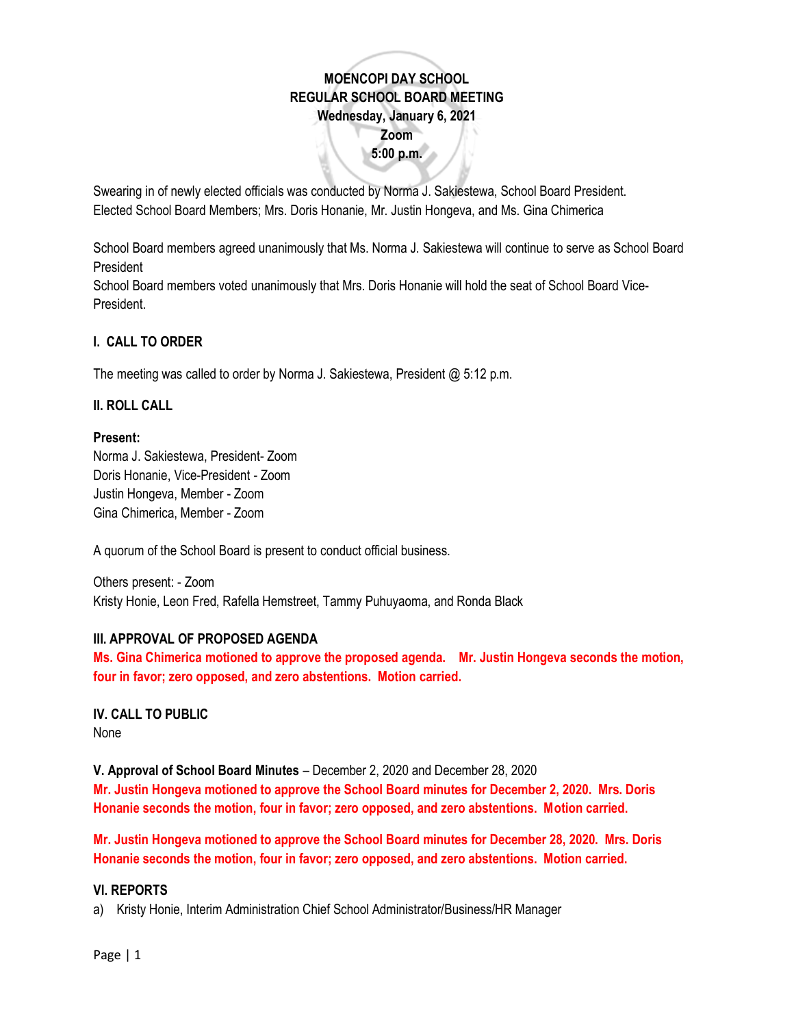**MOENCOPI DAY SCHOOL**
**REGULAR SCHOOL BOARD MEETING**
**Wednesday, January 6, 2021**
**Zoom**
**5:00 p.m.**

Swearing in of newly elected officials was conducted by Norma J. Sakiestewa, School Board President.
Elected School Board Members; Mrs. Doris Honanie, Mr. Justin Hongeva, and Ms. Gina Chimerica

School Board members agreed unanimously that Ms. Norma J. Sakiestewa will continue to serve as School Board President
School Board members voted unanimously that Mrs. Doris Honanie will hold the seat of School Board Vice-President.

## I. CALL TO ORDER

The meeting was called to order by Norma J. Sakiestewa, President @ 5:12 p.m.

## II. ROLL CALL

**Present:**
Norma J. Sakiestewa, President- Zoom
Doris Honanie, Vice-President - Zoom
Justin Hongeva, Member - Zoom
Gina Chimerica, Member - Zoom

A quorum of the School Board is present to conduct official business.

Others present: - Zoom
Kristy Honie, Leon Fred, Rafella Hemstreet, Tammy Puhuyaoma, and Ronda Black

## III. APPROVAL OF PROPOSED AGENDA

**Ms. Gina Chimerica motioned to approve the proposed agenda. Mr. Justin Hongeva seconds the motion, four in favor; zero opposed, and zero abstentions. Motion carried.**

## IV. CALL TO PUBLIC

None

## V. Approval of School Board Minutes – December 2, 2020 and December 28, 2020

**Mr. Justin Hongeva motioned to approve the School Board minutes for December 2, 2020. Mrs. Doris Honanie seconds the motion, four in favor; zero opposed, and zero abstentions. Motion carried.**

**Mr. Justin Hongeva motioned to approve the School Board minutes for December 28, 2020. Mrs. Doris Honanie seconds the motion, four in favor; zero opposed, and zero abstentions. Motion carried.**

## VI. REPORTS

a) Kristy Honie, Interim Administration Chief School Administrator/Business/HR Manager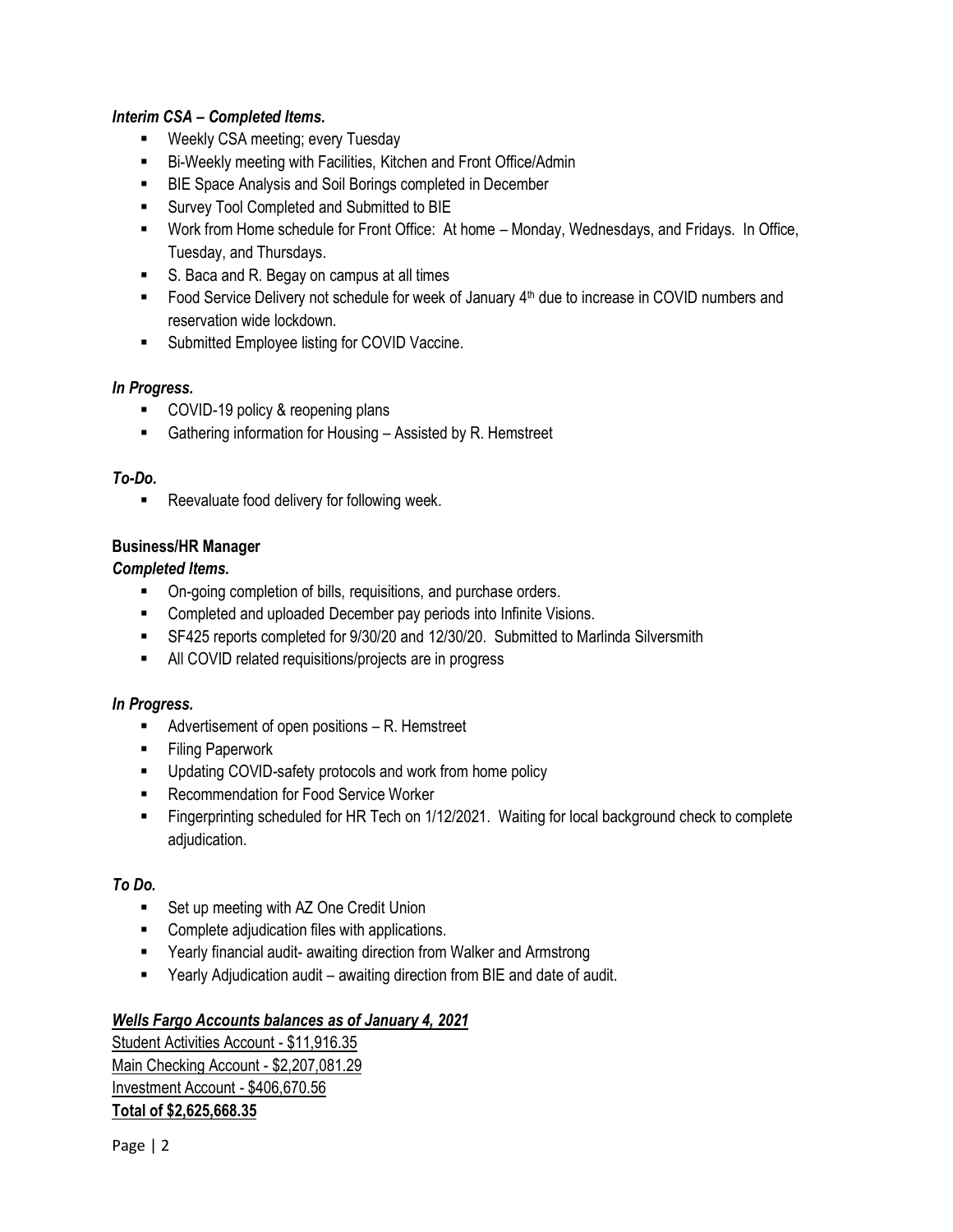***Interim CSA – Completed Items.***

- Weekly CSA meeting; every Tuesday
- Bi-Weekly meeting with Facilities, Kitchen and Front Office/Admin
- BIE Space Analysis and Soil Borings completed in December
- Survey Tool Completed and Submitted to BIE
- Work from Home schedule for Front Office: At home – Monday, Wednesdays, and Fridays. In Office, Tuesday, and Thursdays.
- S. Baca and R. Begay on campus at all times
- Food Service Delivery not schedule for week of January 4th due to increase in COVID numbers and reservation wide lockdown.
- Submitted Employee listing for COVID Vaccine.

***In Progress.***

- COVID-19 policy & reopening plans
- Gathering information for Housing – Assisted by R. Hemstreet

***To-Do.***

- Reevaluate food delivery for following week.

**Business/HR Manager**

***Completed Items.***

- On-going completion of bills, requisitions, and purchase orders.
- Completed and uploaded December pay periods into Infinite Visions.
- SF425 reports completed for 9/30/20 and 12/30/20. Submitted to Marlinda Silversmith
- All COVID related requisitions/projects are in progress

***In Progress.***

- Advertisement of open positions – R. Hemstreet
- Filing Paperwork
- Updating COVID-safety protocols and work from home policy
- Recommendation for Food Service Worker
- Fingerprinting scheduled for HR Tech on 1/12/2021. Waiting for local background check to complete adjudication.

***To Do.***

- Set up meeting with AZ One Credit Union
- Complete adjudication files with applications.
- Yearly financial audit- awaiting direction from Walker and Armstrong
- Yearly Adjudication audit – awaiting direction from BIE and date of audit.

***Wells Fargo Accounts balances as of January 4, 2021***

Student Activities Account - $11,916.35

Main Checking Account - $2,207,081.29

Investment Account - $406,670.56

**Total of $2,625,668.35**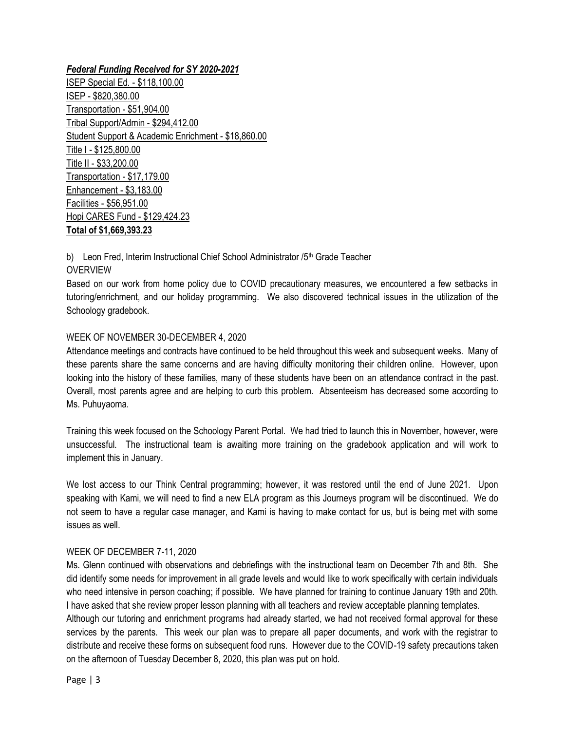***Federal Funding Received for SY 2020-2021***

ISEP Special Ed. - $118,100.00
ISEP - $820,380.00
Transportation - $51,904.00
Tribal Support/Admin - $294,412.00
Student Support & Academic Enrichment - $18,860.00
Title I - $125,800.00
Title II - $33,200.00
Transportation - $17,179.00
Enhancement - $3,183.00
Facilities - $56,951.00
Hopi CARES Fund - $129,424.23
**Total of $1,669,393.23**

b) Leon Fred, Interim Instructional Chief School Administrator /5th Grade Teacher

OVERVIEW

Based on our work from home policy due to COVID precautionary measures, we encountered a few setbacks in tutoring/enrichment, and our holiday programming. We also discovered technical issues in the utilization of the Schoology gradebook.

WEEK OF NOVEMBER 30-DECEMBER 4, 2020

Attendance meetings and contracts have continued to be held throughout this week and subsequent weeks. Many of these parents share the same concerns and are having difficulty monitoring their children online. However, upon looking into the history of these families, many of these students have been on an attendance contract in the past. Overall, most parents agree and are helping to curb this problem. Absenteeism has decreased some according to Ms. Puhuyaoma.

Training this week focused on the Schoology Parent Portal. We had tried to launch this in November, however, were unsuccessful. The instructional team is awaiting more training on the gradebook application and will work to implement this in January.

We lost access to our Think Central programming; however, it was restored until the end of June 2021. Upon speaking with Kami, we will need to find a new ELA program as this Journeys program will be discontinued. We do not seem to have a regular case manager, and Kami is having to make contact for us, but is being met with some issues as well.

WEEK OF DECEMBER 7-11, 2020

Ms. Glenn continued with observations and debriefings with the instructional team on December 7th and 8th. She did identify some needs for improvement in all grade levels and would like to work specifically with certain individuals who need intensive in person coaching; if possible. We have planned for training to continue January 19th and 20th. I have asked that she review proper lesson planning with all teachers and review acceptable planning templates.

Although our tutoring and enrichment programs had already started, we had not received formal approval for these services by the parents. This week our plan was to prepare all paper documents, and work with the registrar to distribute and receive these forms on subsequent food runs. However due to the COVID-19 safety precautions taken on the afternoon of Tuesday December 8, 2020, this plan was put on hold.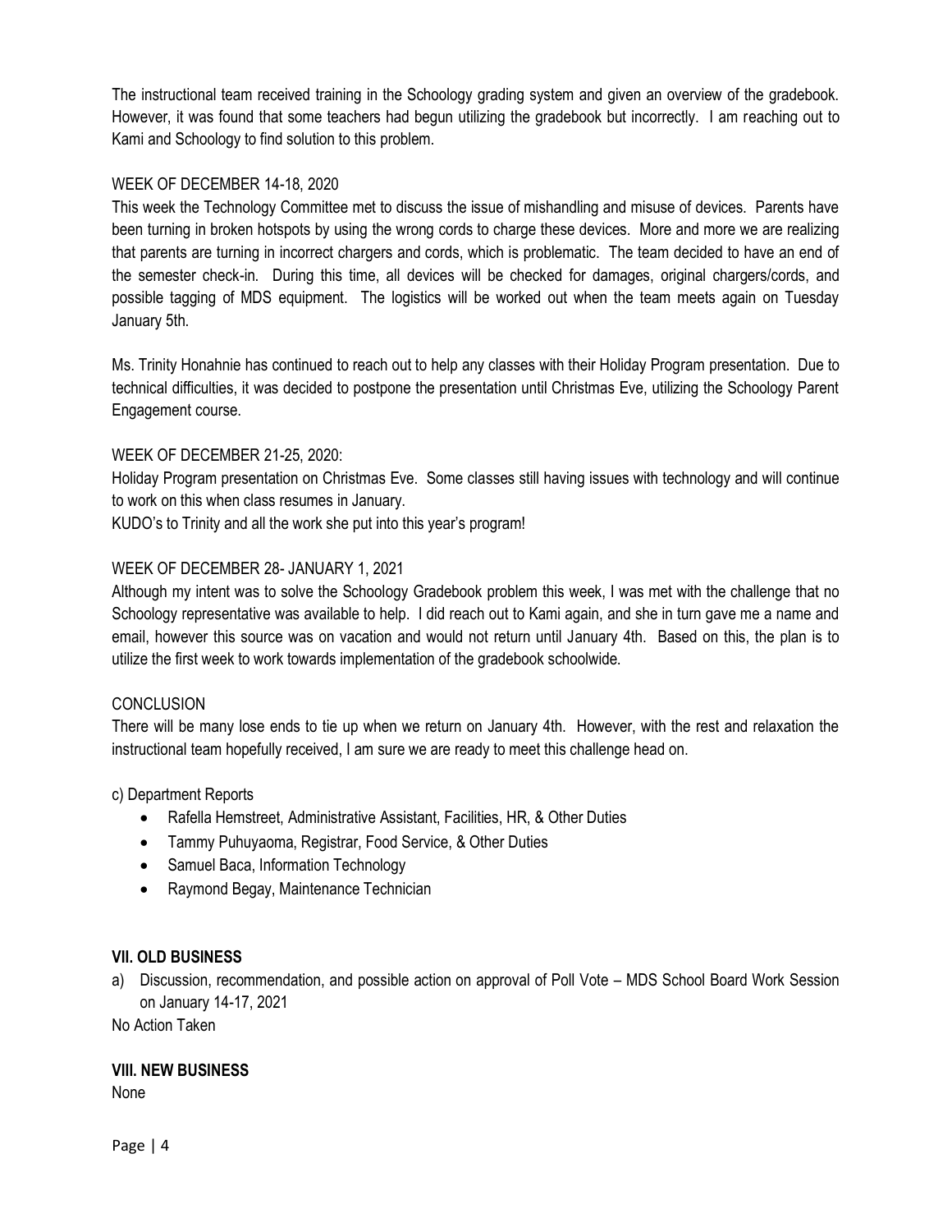The instructional team received training in the Schoology grading system and given an overview of the gradebook. However, it was found that some teachers had begun utilizing the gradebook but incorrectly. I am reaching out to Kami and Schoology to find solution to this problem.

WEEK OF DECEMBER 14-18, 2020

This week the Technology Committee met to discuss the issue of mishandling and misuse of devices. Parents have been turning in broken hotspots by using the wrong cords to charge these devices. More and more we are realizing that parents are turning in incorrect chargers and cords, which is problematic. The team decided to have an end of the semester check-in. During this time, all devices will be checked for damages, original chargers/cords, and possible tagging of MDS equipment. The logistics will be worked out when the team meets again on Tuesday January 5th.

Ms. Trinity Honahnie has continued to reach out to help any classes with their Holiday Program presentation. Due to technical difficulties, it was decided to postpone the presentation until Christmas Eve, utilizing the Schoology Parent Engagement course.

WEEK OF DECEMBER 21-25, 2020:

Holiday Program presentation on Christmas Eve. Some classes still having issues with technology and will continue to work on this when class resumes in January.

KUDO's to Trinity and all the work she put into this year's program!

WEEK OF DECEMBER 28- JANUARY 1, 2021

Although my intent was to solve the Schoology Gradebook problem this week, I was met with the challenge that no Schoology representative was available to help. I did reach out to Kami again, and she in turn gave me a name and email, however this source was on vacation and would not return until January 4th. Based on this, the plan is to utilize the first week to work towards implementation of the gradebook schoolwide.

CONCLUSION

There will be many lose ends to tie up when we return on January 4th. However, with the rest and relaxation the instructional team hopefully received, I am sure we are ready to meet this challenge head on.

c) Department Reports

- Rafella Hemstreet, Administrative Assistant, Facilities, HR, & Other Duties
- Tammy Puhuyaoma, Registrar, Food Service, & Other Duties
- Samuel Baca, Information Technology
- Raymond Begay, Maintenance Technician

## VII. OLD BUSINESS

a) Discussion, recommendation, and possible action on approval of Poll Vote – MDS School Board Work Session on January 14-17, 2021

No Action Taken

## VIII. NEW BUSINESS

None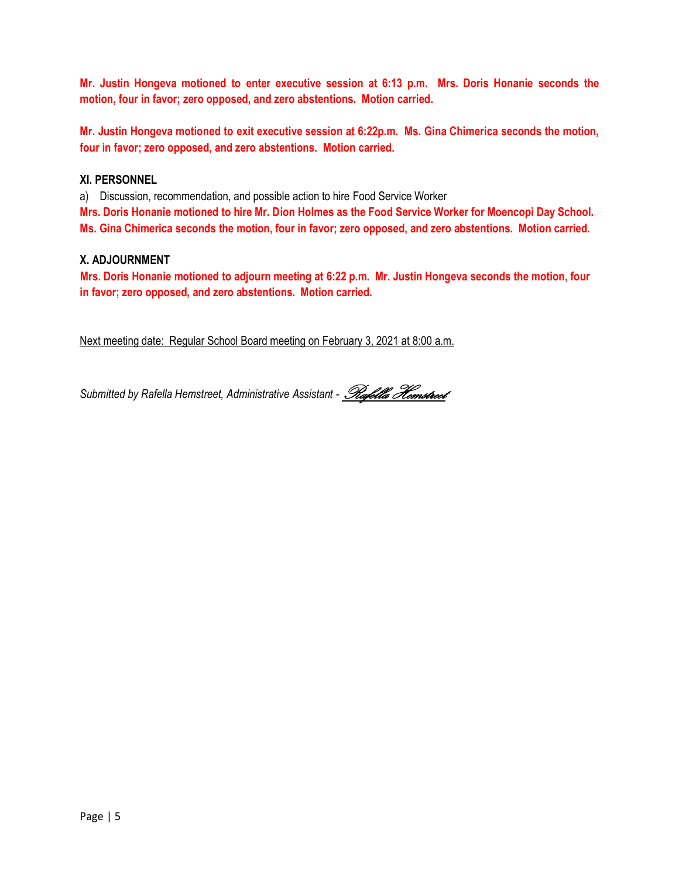**Mr. Justin Hongeva motioned to enter executive session at 6:13 p.m. Mrs. Doris Honanie seconds the motion, four in favor; zero opposed, and zero abstentions. Motion carried.**

**Mr. Justin Hongeva motioned to exit executive session at 6:22p.m. Ms. Gina Chimerica seconds the motion, four in favor; zero opposed, and zero abstentions. Motion carried.**

**XI. PERSONNEL**

a) Discussion, recommendation, and possible action to hire Food Service Worker

**Mrs. Doris Honanie motioned to hire Mr. Dion Holmes as the Food Service Worker for Moencopi Day School. Ms. Gina Chimerica seconds the motion, four in favor; zero opposed, and zero abstentions. Motion carried.**

**X. ADJOURNMENT**

**Mrs. Doris Honanie motioned to adjourn meeting at 6:22 p.m. Mr. Justin Hongeva seconds the motion, four in favor; zero opposed, and zero abstentions. Motion carried.**

Next meeting date: Regular School Board meeting on February 3, 2021 at 8:00 a.m.

*Submitted by Rafella Hemstreet, Administrative Assistant -* Rafella Hemstreet